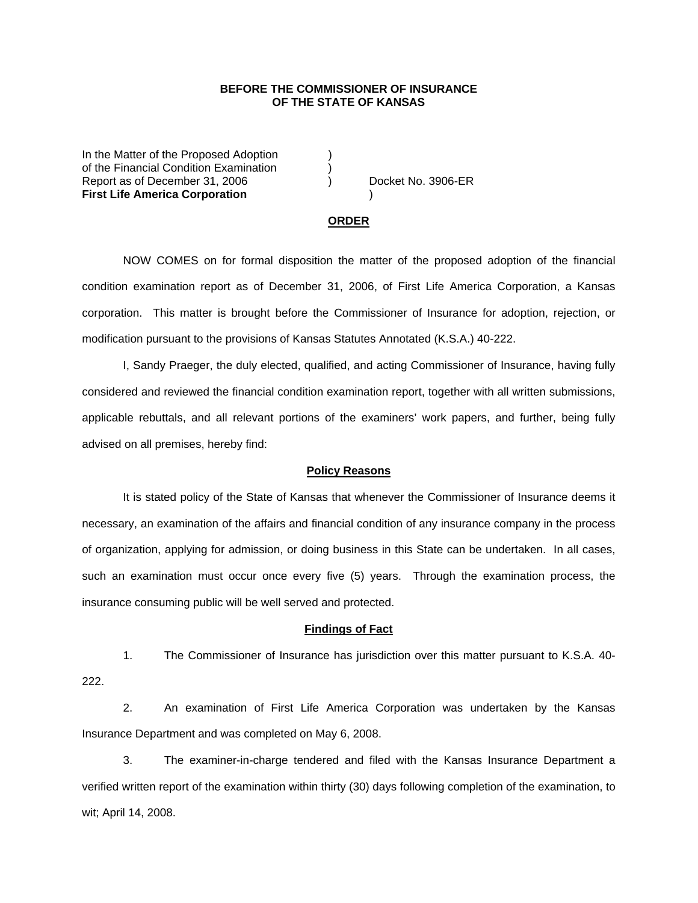**BEFORE THE COMMISSIONER OF INSURANCE**
**OF THE STATE OF KANSAS**

In the Matter of the Proposed Adoption )
of the Financial Condition Examination )
Report as of December 31, 2006 ) Docket No. 3906-ER
**First Life America Corporation** )

## ORDER

NOW COMES on for formal disposition the matter of the proposed adoption of the financial condition examination report as of December 31, 2006, of First Life America Corporation, a Kansas corporation. This matter is brought before the Commissioner of Insurance for adoption, rejection, or modification pursuant to the provisions of Kansas Statutes Annotated (K.S.A.) 40-222.

I, Sandy Praeger, the duly elected, qualified, and acting Commissioner of Insurance, having fully considered and reviewed the financial condition examination report, together with all written submissions, applicable rebuttals, and all relevant portions of the examiners' work papers, and further, being fully advised on all premises, hereby find:

### Policy Reasons

It is stated policy of the State of Kansas that whenever the Commissioner of Insurance deems it necessary, an examination of the affairs and financial condition of any insurance company in the process of organization, applying for admission, or doing business in this State can be undertaken. In all cases, such an examination must occur once every five (5) years. Through the examination process, the insurance consuming public will be well served and protected.

### Findings of Fact

1. The Commissioner of Insurance has jurisdiction over this matter pursuant to K.S.A. 40-222.

2. An examination of First Life America Corporation was undertaken by the Kansas Insurance Department and was completed on May 6, 2008.

3. The examiner-in-charge tendered and filed with the Kansas Insurance Department a verified written report of the examination within thirty (30) days following completion of the examination, to wit; April 14, 2008.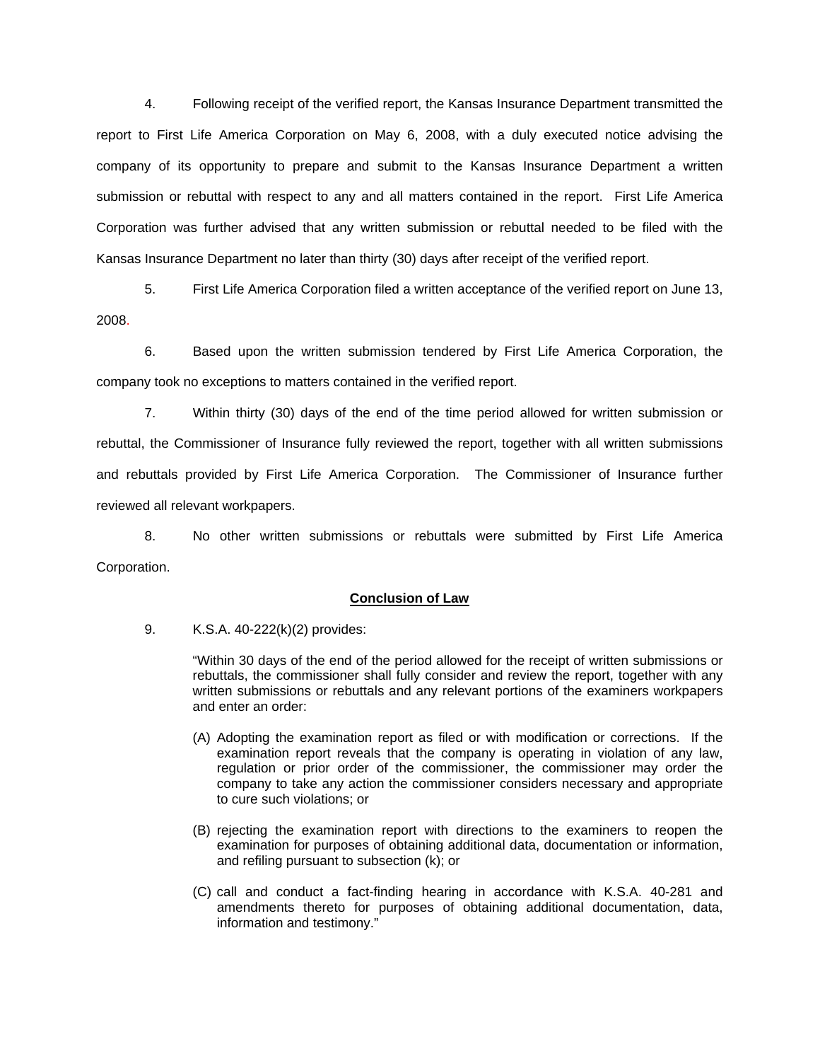4. Following receipt of the verified report, the Kansas Insurance Department transmitted the report to First Life America Corporation on May 6, 2008, with a duly executed notice advising the company of its opportunity to prepare and submit to the Kansas Insurance Department a written submission or rebuttal with respect to any and all matters contained in the report. First Life America Corporation was further advised that any written submission or rebuttal needed to be filed with the Kansas Insurance Department no later than thirty (30) days after receipt of the verified report.

5. First Life America Corporation filed a written acceptance of the verified report on June 13, 2008.

6. Based upon the written submission tendered by First Life America Corporation, the company took no exceptions to matters contained in the verified report.

7. Within thirty (30) days of the end of the time period allowed for written submission or rebuttal, the Commissioner of Insurance fully reviewed the report, together with all written submissions and rebuttals provided by First Life America Corporation. The Commissioner of Insurance further reviewed all relevant workpapers.

8. No other written submissions or rebuttals were submitted by First Life America Corporation.

## **Conclusion of Law**

9. K.S.A. 40-222(k)(2) provides:

> "Within 30 days of the end of the period allowed for the receipt of written submissions or rebuttals, the commissioner shall fully consider and review the report, together with any written submissions or rebuttals and any relevant portions of the examiners workpapers and enter an order:
>
> (A) Adopting the examination report as filed or with modification or corrections. If the examination report reveals that the company is operating in violation of any law, regulation or prior order of the commissioner, the commissioner may order the company to take any action the commissioner considers necessary and appropriate to cure such violations; or
>
> (B) rejecting the examination report with directions to the examiners to reopen the examination for purposes of obtaining additional data, documentation or information, and refiling pursuant to subsection (k); or
>
> (C) call and conduct a fact-finding hearing in accordance with K.S.A. 40-281 and amendments thereto for purposes of obtaining additional documentation, data, information and testimony."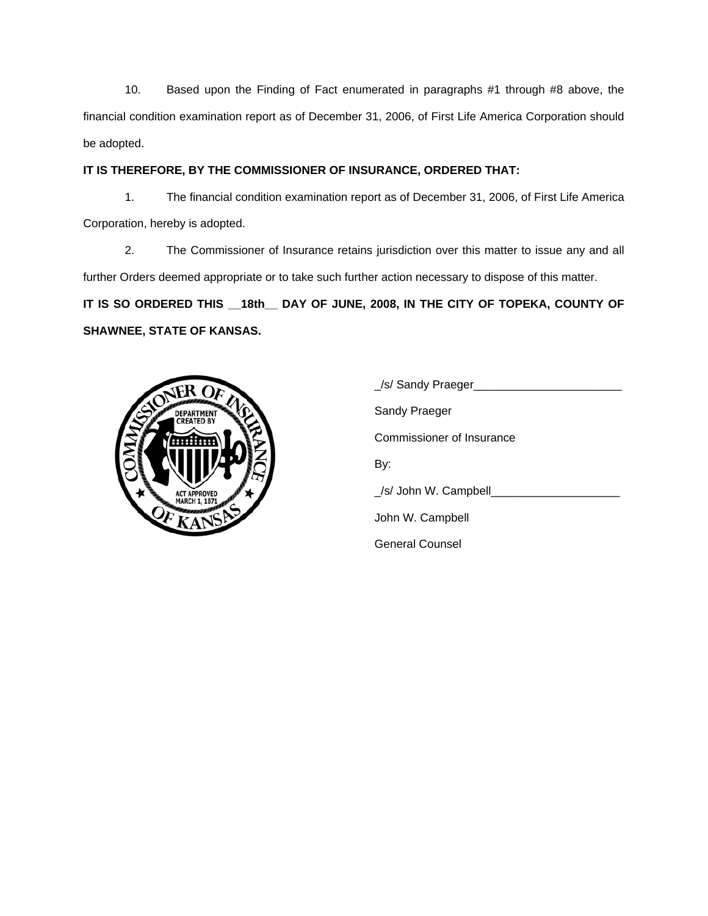10. Based upon the Finding of Fact enumerated in paragraphs #1 through #8 above, the financial condition examination report as of December 31, 2006, of First Life America Corporation should be adopted.

**IT IS THEREFORE, BY THE COMMISSIONER OF INSURANCE, ORDERED THAT:**

1. The financial condition examination report as of December 31, 2006, of First Life America Corporation, hereby is adopted.

2. The Commissioner of Insurance retains jurisdiction over this matter to issue any and all further Orders deemed appropriate or to take such further action necessary to dispose of this matter.

**IT IS SO ORDERED THIS __18th__ DAY OF JUNE, 2008, IN THE CITY OF TOPEKA, COUNTY OF SHAWNEE, STATE OF KANSAS.**

_/s/ Sandy Praeger_______________________

Sandy Praeger

Commissioner of Insurance

By:

_/s/ John W. Campbell____________________

John W. Campbell

General Counsel